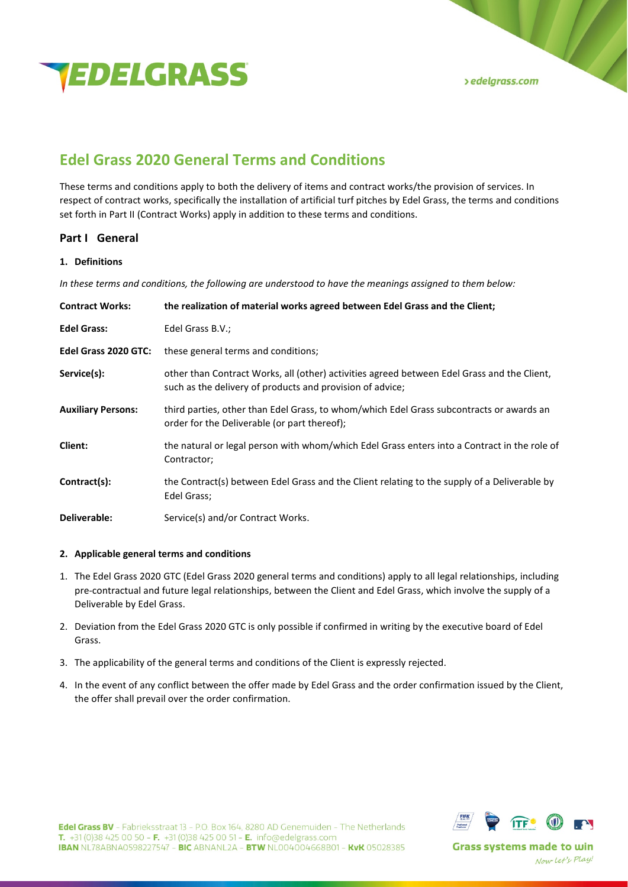# Edel Grass 2020 General Terms and Conditions

These terms and conditions apply to both the delivery of items and contract works/the provision of services. In respect of contract works, specifically the installation of artificial turf pitches by Edel Grass, the terms and conditions set forth in Part II (Contract Works) apply in addition to these terms and conditions.

## Part I General

### 1. Definitions

*In these terms and conditions, the following are understood to have the meanings assigned to them below:*

| | |
|---|---|
| **Contract Works:** | **the realization of material works agreed between Edel Grass and the Client;** |
| **Edel Grass:** | Edel Grass B.V.; |
| **Edel Grass 2020 GTC:** | these general terms and conditions; |
| **Service(s):** | other than Contract Works, all (other) activities agreed between Edel Grass and the Client, such as the delivery of products and provision of advice; |
| **Auxiliary Persons:** | third parties, other than Edel Grass, to whom/which Edel Grass subcontracts or awards an order for the Deliverable (or part thereof); |
| **Client:** | the natural or legal person with whom/which Edel Grass enters into a Contract in the role of Contractor; |
| **Contract(s):** | the Contract(s) between Edel Grass and the Client relating to the supply of a Deliverable by Edel Grass; |
| **Deliverable:** | Service(s) and/or Contract Works. |

### 2. Applicable general terms and conditions

1. The Edel Grass 2020 GTC (Edel Grass 2020 general terms and conditions) apply to all legal relationships, including pre-contractual and future legal relationships, between the Client and Edel Grass, which involve the supply of a Deliverable by Edel Grass.
2. Deviation from the Edel Grass 2020 GTC is only possible if confirmed in writing by the executive board of Edel Grass.
3. The applicability of the general terms and conditions of the Client is expressly rejected.
4. In the event of any conflict between the offer made by Edel Grass and the order confirmation issued by the Client, the offer shall prevail over the order confirmation.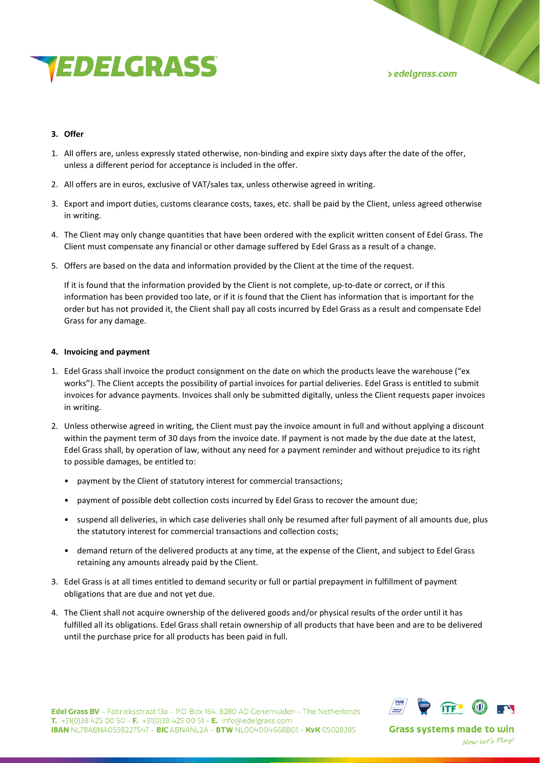### 3. Offer

1. All offers are, unless expressly stated otherwise, non-binding and expire sixty days after the date of the offer, unless a different period for acceptance is included in the offer.
2. All offers are in euros, exclusive of VAT/sales tax, unless otherwise agreed in writing.
3. Export and import duties, customs clearance costs, taxes, etc. shall be paid by the Client, unless agreed otherwise in writing.
4. The Client may only change quantities that have been ordered with the explicit written consent of Edel Grass. The Client must compensate any financial or other damage suffered by Edel Grass as a result of a change.
5. Offers are based on the data and information provided by the Client at the time of the request.

   If it is found that the information provided by the Client is not complete, up-to-date or correct, or if this information has been provided too late, or if it is found that the Client has information that is important for the order but has not provided it, the Client shall pay all costs incurred by Edel Grass as a result and compensate Edel Grass for any damage.

### 4. Invoicing and payment

1. Edel Grass shall invoice the product consignment on the date on which the products leave the warehouse ("ex works"). The Client accepts the possibility of partial invoices for partial deliveries. Edel Grass is entitled to submit invoices for advance payments. Invoices shall only be submitted digitally, unless the Client requests paper invoices in writing.
2. Unless otherwise agreed in writing, the Client must pay the invoice amount in full and without applying a discount within the payment term of 30 days from the invoice date. If payment is not made by the due date at the latest, Edel Grass shall, by operation of law, without any need for a payment reminder and without prejudice to its right to possible damages, be entitled to:
   - payment by the Client of statutory interest for commercial transactions;
   - payment of possible debt collection costs incurred by Edel Grass to recover the amount due;
   - suspend all deliveries, in which case deliveries shall only be resumed after full payment of all amounts due, plus the statutory interest for commercial transactions and collection costs;
   - demand return of the delivered products at any time, at the expense of the Client, and subject to Edel Grass retaining any amounts already paid by the Client.
3. Edel Grass is at all times entitled to demand security or full or partial prepayment in fulfillment of payment obligations that are due and not yet due.
4. The Client shall not acquire ownership of the delivered goods and/or physical results of the order until it has fulfilled all its obligations. Edel Grass shall retain ownership of all products that have been and are to be delivered until the purchase price for all products has been paid in full.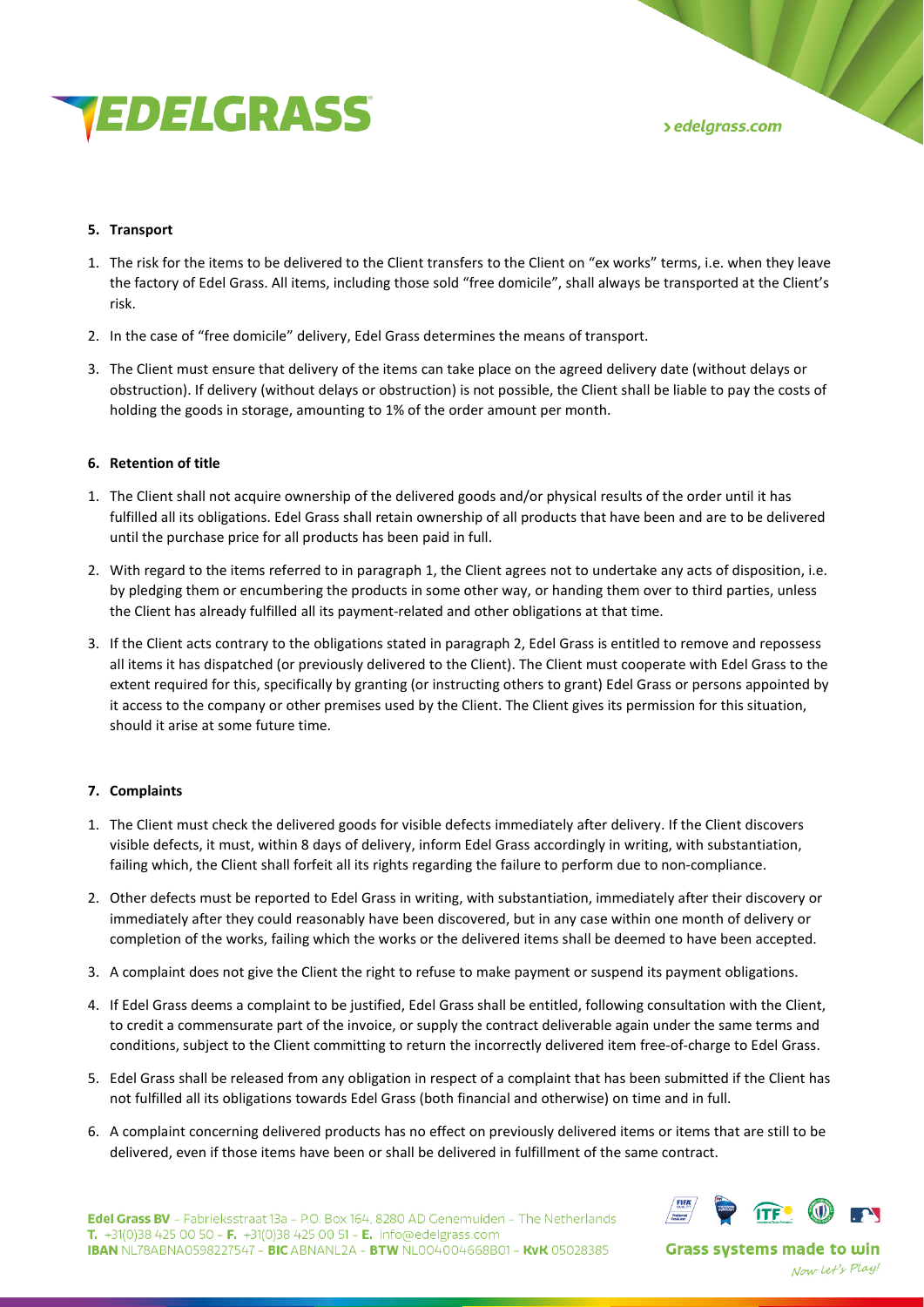## 5. Transport

1. The risk for the items to be delivered to the Client transfers to the Client on "ex works" terms, i.e. when they leave the factory of Edel Grass. All items, including those sold "free domicile", shall always be transported at the Client's risk.
2. In the case of "free domicile" delivery, Edel Grass determines the means of transport.
3. The Client must ensure that delivery of the items can take place on the agreed delivery date (without delays or obstruction). If delivery (without delays or obstruction) is not possible, the Client shall be liable to pay the costs of holding the goods in storage, amounting to 1% of the order amount per month.

## 6. Retention of title

1. The Client shall not acquire ownership of the delivered goods and/or physical results of the order until it has fulfilled all its obligations. Edel Grass shall retain ownership of all products that have been and are to be delivered until the purchase price for all products has been paid in full.
2. With regard to the items referred to in paragraph 1, the Client agrees not to undertake any acts of disposition, i.e. by pledging them or encumbering the products in some other way, or handing them over to third parties, unless the Client has already fulfilled all its payment-related and other obligations at that time.
3. If the Client acts contrary to the obligations stated in paragraph 2, Edel Grass is entitled to remove and repossess all items it has dispatched (or previously delivered to the Client). The Client must cooperate with Edel Grass to the extent required for this, specifically by granting (or instructing others to grant) Edel Grass or persons appointed by it access to the company or other premises used by the Client. The Client gives its permission for this situation, should it arise at some future time.

## 7. Complaints

1. The Client must check the delivered goods for visible defects immediately after delivery. If the Client discovers visible defects, it must, within 8 days of delivery, inform Edel Grass accordingly in writing, with substantiation, failing which, the Client shall forfeit all its rights regarding the failure to perform due to non-compliance.
2. Other defects must be reported to Edel Grass in writing, with substantiation, immediately after their discovery or immediately after they could reasonably have been discovered, but in any case within one month of delivery or completion of the works, failing which the works or the delivered items shall be deemed to have been accepted.
3. A complaint does not give the Client the right to refuse to make payment or suspend its payment obligations.
4. If Edel Grass deems a complaint to be justified, Edel Grass shall be entitled, following consultation with the Client, to credit a commensurate part of the invoice, or supply the contract deliverable again under the same terms and conditions, subject to the Client committing to return the incorrectly delivered item free-of-charge to Edel Grass.
5. Edel Grass shall be released from any obligation in respect of a complaint that has been submitted if the Client has not fulfilled all its obligations towards Edel Grass (both financial and otherwise) on time and in full.
6. A complaint concerning delivered products has no effect on previously delivered items or items that are still to be delivered, even if those items have been or shall be delivered in fulfillment of the same contract.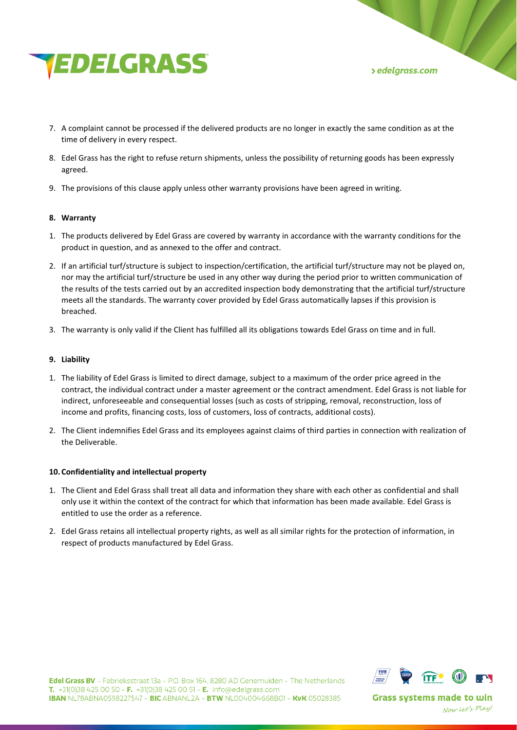7. A complaint cannot be processed if the delivered products are no longer in exactly the same condition as at the time of delivery in every respect.
8. Edel Grass has the right to refuse return shipments, unless the possibility of returning goods has been expressly agreed.
9. The provisions of this clause apply unless other warranty provisions have been agreed in writing.

**8. Warranty**

1. The products delivered by Edel Grass are covered by warranty in accordance with the warranty conditions for the product in question, and as annexed to the offer and contract.
2. If an artificial turf/structure is subject to inspection/certification, the artificial turf/structure may not be played on, nor may the artificial turf/structure be used in any other way during the period prior to written communication of the results of the tests carried out by an accredited inspection body demonstrating that the artificial turf/structure meets all the standards. The warranty cover provided by Edel Grass automatically lapses if this provision is breached.
3. The warranty is only valid if the Client has fulfilled all its obligations towards Edel Grass on time and in full.

**9. Liability**

1. The liability of Edel Grass is limited to direct damage, subject to a maximum of the order price agreed in the contract, the individual contract under a master agreement or the contract amendment. Edel Grass is not liable for indirect, unforeseeable and consequential losses (such as costs of stripping, removal, reconstruction, loss of income and profits, financing costs, loss of customers, loss of contracts, additional costs).
2. The Client indemnifies Edel Grass and its employees against claims of third parties in connection with realization of the Deliverable.

**10. Confidentiality and intellectual property**

1. The Client and Edel Grass shall treat all data and information they share with each other as confidential and shall only use it within the context of the contract for which that information has been made available. Edel Grass is entitled to use the order as a reference.
2. Edel Grass retains all intellectual property rights, as well as all similar rights for the protection of information, in respect of products manufactured by Edel Grass.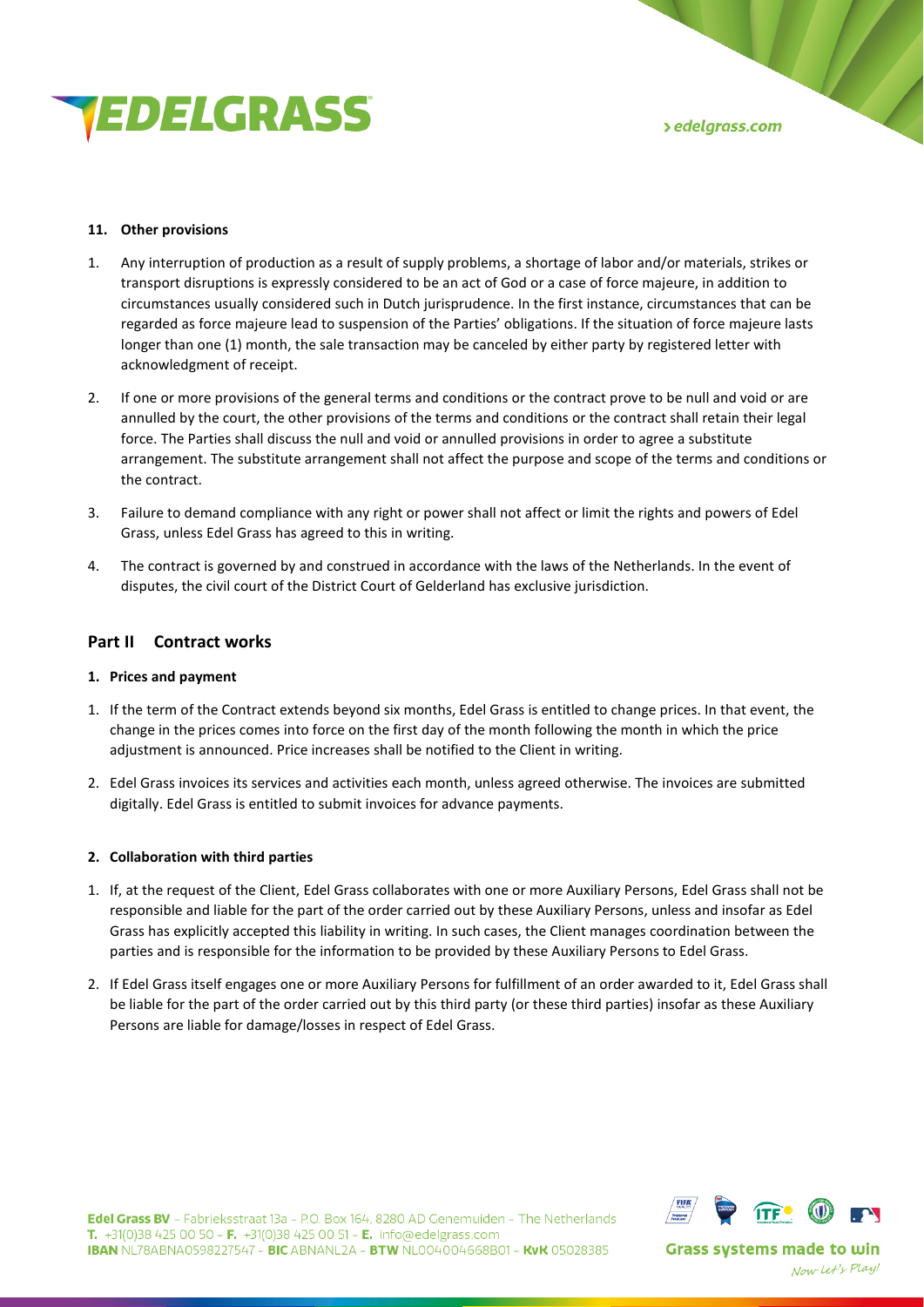#### 11. Other provisions

1. Any interruption of production as a result of supply problems, a shortage of labor and/or materials, strikes or transport disruptions is expressly considered to be an act of God or a case of force majeure, in addition to circumstances usually considered such in Dutch jurisprudence. In the first instance, circumstances that can be regarded as force majeure lead to suspension of the Parties' obligations. If the situation of force majeure lasts longer than one (1) month, the sale transaction may be canceled by either party by registered letter with acknowledgment of receipt.

2. If one or more provisions of the general terms and conditions or the contract prove to be null and void or are annulled by the court, the other provisions of the terms and conditions or the contract shall retain their legal force. The Parties shall discuss the null and void or annulled provisions in order to agree a substitute arrangement. The substitute arrangement shall not affect the purpose and scope of the terms and conditions or the contract.

3. Failure to demand compliance with any right or power shall not affect or limit the rights and powers of Edel Grass, unless Edel Grass has agreed to this in writing.

4. The contract is governed by and construed in accordance with the laws of the Netherlands. In the event of disputes, the civil court of the District Court of Gelderland has exclusive jurisdiction.

## Part II Contract works

#### 1. Prices and payment

1. If the term of the Contract extends beyond six months, Edel Grass is entitled to change prices. In that event, the change in the prices comes into force on the first day of the month following the month in which the price adjustment is announced. Price increases shall be notified to the Client in writing.

2. Edel Grass invoices its services and activities each month, unless agreed otherwise. The invoices are submitted digitally. Edel Grass is entitled to submit invoices for advance payments.

#### 2. Collaboration with third parties

1. If, at the request of the Client, Edel Grass collaborates with one or more Auxiliary Persons, Edel Grass shall not be responsible and liable for the part of the order carried out by these Auxiliary Persons, unless and insofar as Edel Grass has explicitly accepted this liability in writing. In such cases, the Client manages coordination between the parties and is responsible for the information to be provided by these Auxiliary Persons to Edel Grass.

2. If Edel Grass itself engages one or more Auxiliary Persons for fulfillment of an order awarded to it, Edel Grass shall be liable for the part of the order carried out by this third party (or these third parties) insofar as these Auxiliary Persons are liable for damage/losses in respect of Edel Grass.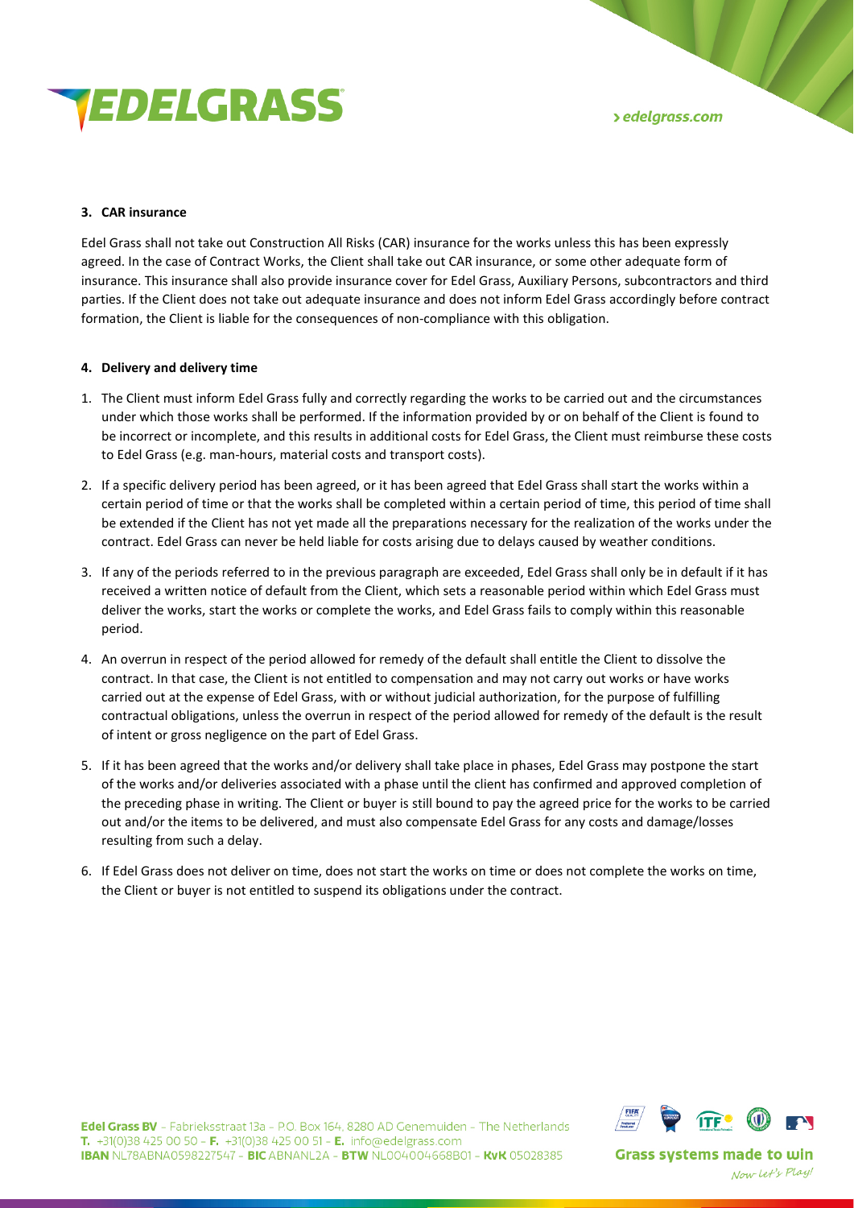### 3. CAR insurance

Edel Grass shall not take out Construction All Risks (CAR) insurance for the works unless this has been expressly agreed. In the case of Contract Works, the Client shall take out CAR insurance, or some other adequate form of insurance. This insurance shall also provide insurance cover for Edel Grass, Auxiliary Persons, subcontractors and third parties. If the Client does not take out adequate insurance and does not inform Edel Grass accordingly before contract formation, the Client is liable for the consequences of non-compliance with this obligation.

### 4. Delivery and delivery time

1. The Client must inform Edel Grass fully and correctly regarding the works to be carried out and the circumstances under which those works shall be performed. If the information provided by or on behalf of the Client is found to be incorrect or incomplete, and this results in additional costs for Edel Grass, the Client must reimburse these costs to Edel Grass (e.g. man-hours, material costs and transport costs).
2. If a specific delivery period has been agreed, or it has been agreed that Edel Grass shall start the works within a certain period of time or that the works shall be completed within a certain period of time, this period of time shall be extended if the Client has not yet made all the preparations necessary for the realization of the works under the contract. Edel Grass can never be held liable for costs arising due to delays caused by weather conditions.
3. If any of the periods referred to in the previous paragraph are exceeded, Edel Grass shall only be in default if it has received a written notice of default from the Client, which sets a reasonable period within which Edel Grass must deliver the works, start the works or complete the works, and Edel Grass fails to comply within this reasonable period.
4. An overrun in respect of the period allowed for remedy of the default shall entitle the Client to dissolve the contract. In that case, the Client is not entitled to compensation and may not carry out works or have works carried out at the expense of Edel Grass, with or without judicial authorization, for the purpose of fulfilling contractual obligations, unless the overrun in respect of the period allowed for remedy of the default is the result of intent or gross negligence on the part of Edel Grass.
5. If it has been agreed that the works and/or delivery shall take place in phases, Edel Grass may postpone the start of the works and/or deliveries associated with a phase until the client has confirmed and approved completion of the preceding phase in writing. The Client or buyer is still bound to pay the agreed price for the works to be carried out and/or the items to be delivered, and must also compensate Edel Grass for any costs and damage/losses resulting from such a delay.
6. If Edel Grass does not deliver on time, does not start the works on time or does not complete the works on time, the Client or buyer is not entitled to suspend its obligations under the contract.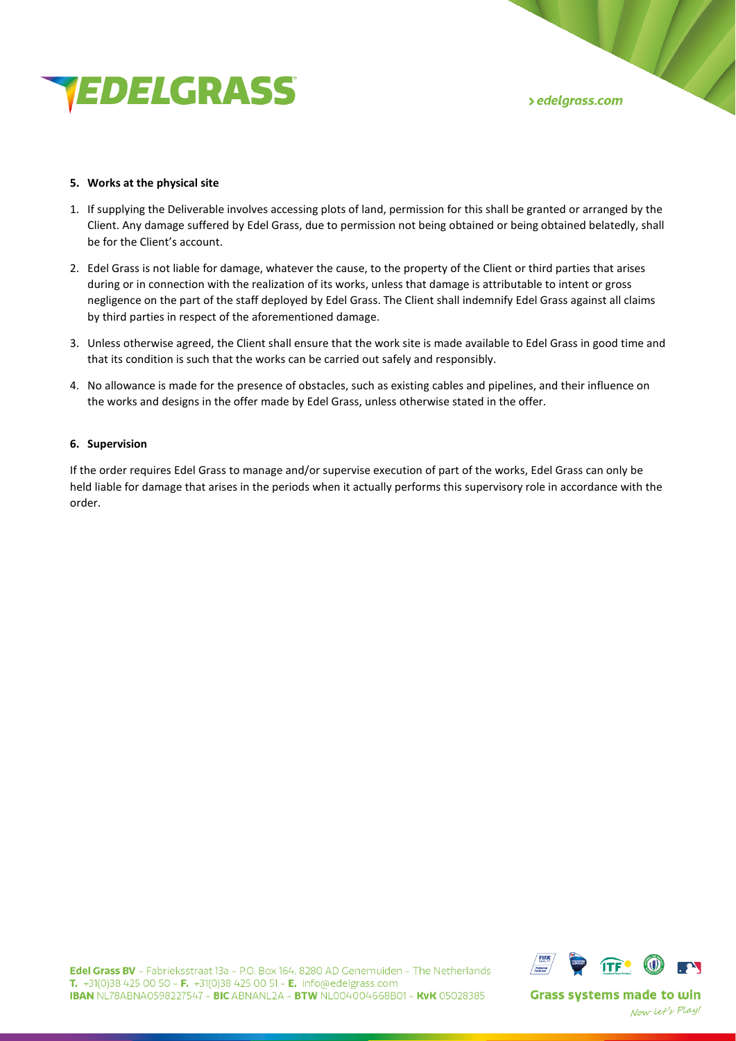**5. Works at the physical site**

1. If supplying the Deliverable involves accessing plots of land, permission for this shall be granted or arranged by the Client. Any damage suffered by Edel Grass, due to permission not being obtained or being obtained belatedly, shall be for the Client's account.
2. Edel Grass is not liable for damage, whatever the cause, to the property of the Client or third parties that arises during or in connection with the realization of its works, unless that damage is attributable to intent or gross negligence on the part of the staff deployed by Edel Grass. The Client shall indemnify Edel Grass against all claims by third parties in respect of the aforementioned damage.
3. Unless otherwise agreed, the Client shall ensure that the work site is made available to Edel Grass in good time and that its condition is such that the works can be carried out safely and responsibly.
4. No allowance is made for the presence of obstacles, such as existing cables and pipelines, and their influence on the works and designs in the offer made by Edel Grass, unless otherwise stated in the offer.

**6. Supervision**

If the order requires Edel Grass to manage and/or supervise execution of part of the works, Edel Grass can only be held liable for damage that arises in the periods when it actually performs this supervisory role in accordance with the order.